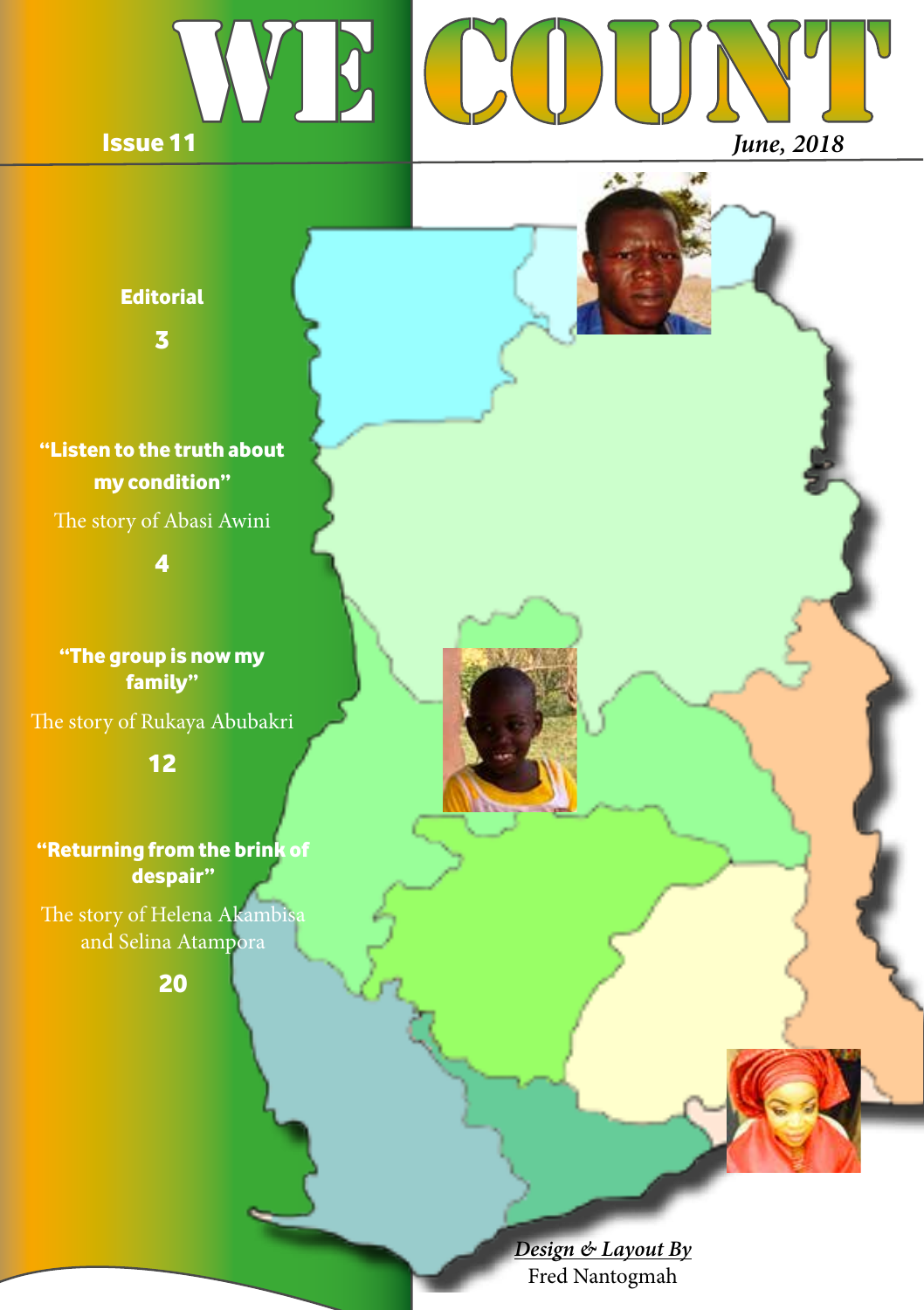# WE COUNT

Issue 11

*June, 2018*

**Editorial**

3

**"Listen to the truth about my condition"**

The story of Abasi Awini

4

**"The group is now my family"**

The story of Rukaya Abubakri

12

**"Returning from the brink of despair"**

The story of Helena Akambisa and Selina Atampora

20

***Design & Layout By***
Fred Nantogmah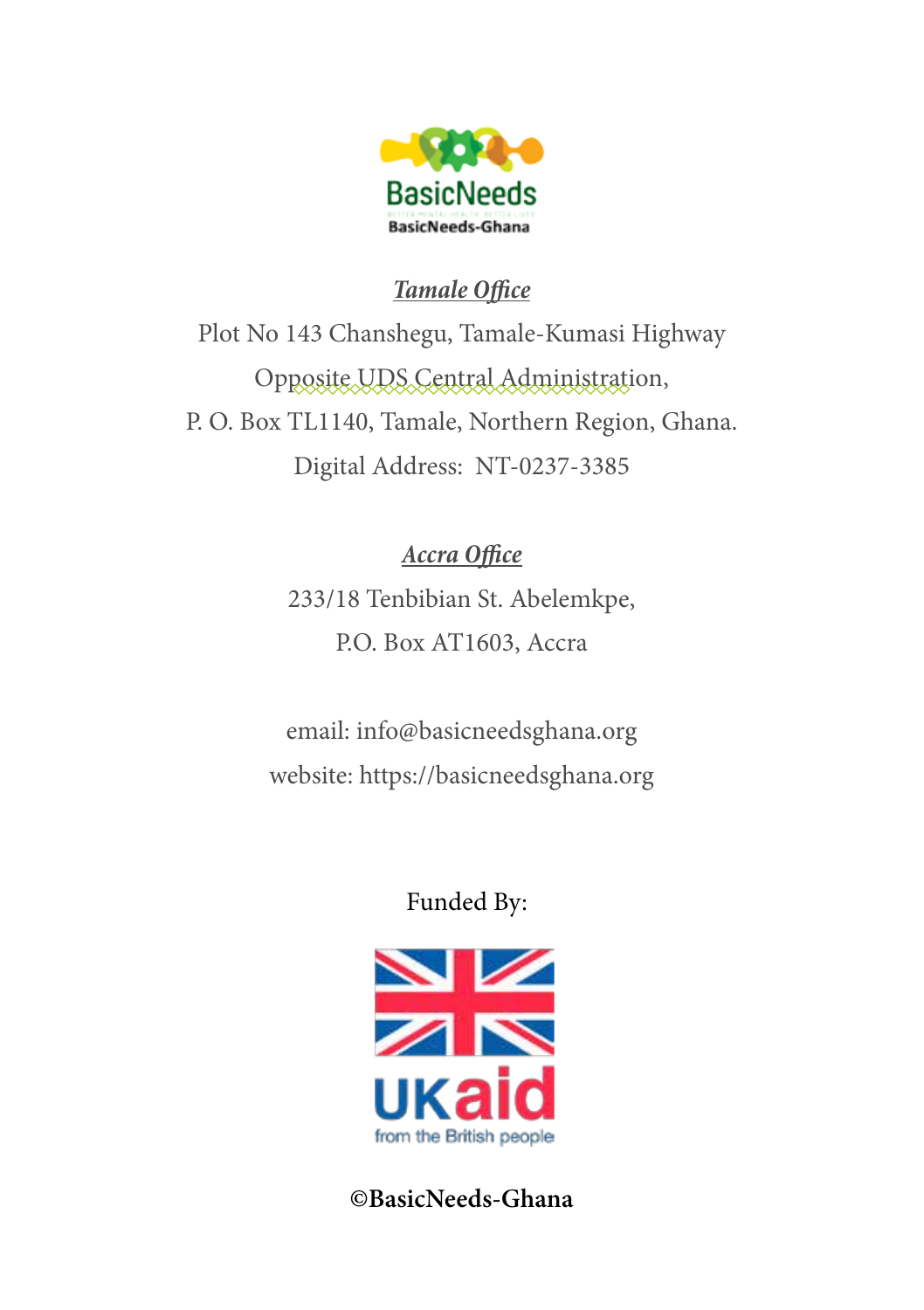BasicNeeds

BETTER MENTAL HEALTH · BETTER LIVES

BasicNeeds-Ghana

***Tamale Office***

Plot No 143 Chanshegu, Tamale-Kumasi Highway

Opposite UDS Central Administration,

P. O. Box TL1140, Tamale, Northern Region, Ghana.

Digital Address: NT-0237-3385

***Accra Office***

233/18 Tenbibian St. Abelemkpe,

P.O. Box AT1603, Accra

email: info@basicneedsghana.org

website: https://basicneedsghana.org

Funded By:

UKaid

from the British people

**©BasicNeeds-Ghana**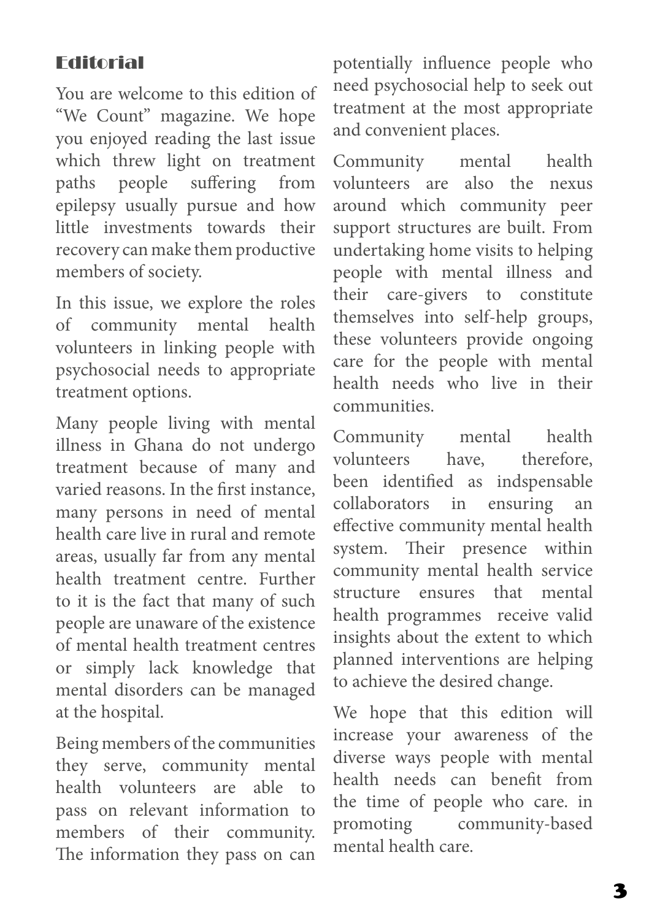## Editorial

You are welcome to this edition of "We Count" magazine. We hope you enjoyed reading the last issue which threw light on treatment paths people suffering from epilepsy usually pursue and how little investments towards their recovery can make them productive members of society.

In this issue, we explore the roles of community mental health volunteers in linking people with psychosocial needs to appropriate treatment options.

Many people living with mental illness in Ghana do not undergo treatment because of many and varied reasons. In the first instance, many persons in need of mental health care live in rural and remote areas, usually far from any mental health treatment centre. Further to it is the fact that many of such people are unaware of the existence of mental health treatment centres or simply lack knowledge that mental disorders can be managed at the hospital.

Being members of the communities they serve, community mental health volunteers are able to pass on relevant information to members of their community. The information they pass on can potentially influence people who need psychosocial help to seek out treatment at the most appropriate and convenient places.

Community mental health volunteers are also the nexus around which community peer support structures are built. From undertaking home visits to helping people with mental illness and their care-givers to constitute themselves into self-help groups, these volunteers provide ongoing care for the people with mental health needs who live in their communities.

Community mental health volunteers have, therefore, been identified as indspensable collaborators in ensuring an effective community mental health system. Their presence within community mental health service structure ensures that mental health programmes receive valid insights about the extent to which planned interventions are helping to achieve the desired change.

We hope that this edition will increase your awareness of the diverse ways people with mental health needs can benefit from the time of people who care. in promoting community-based mental health care.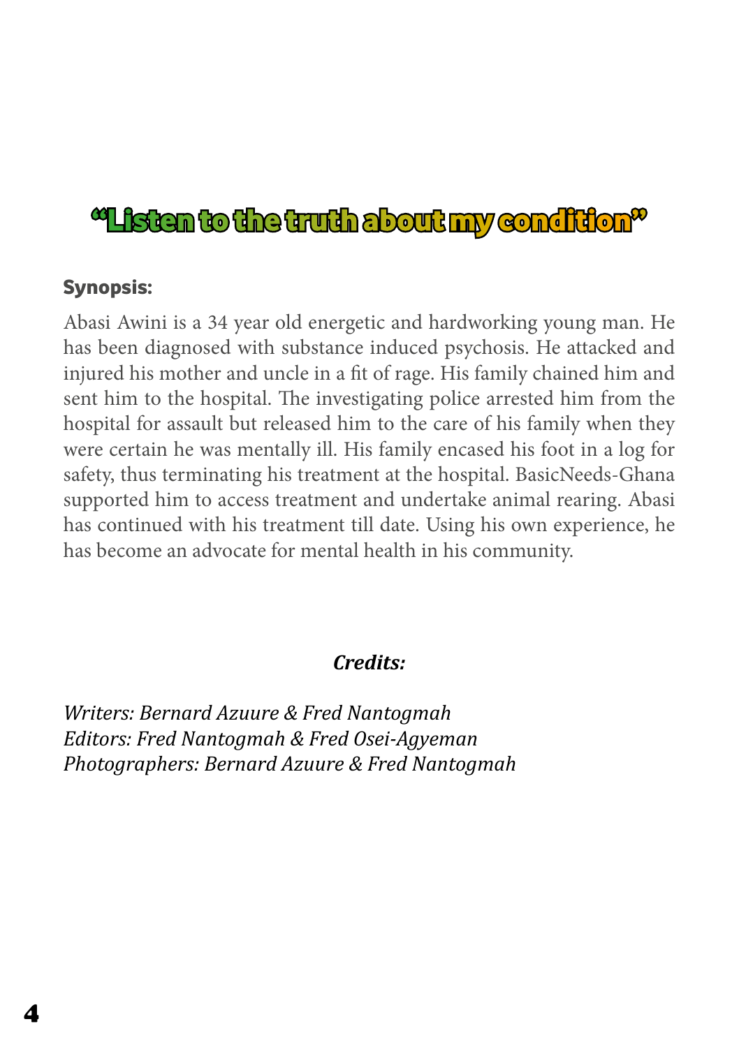# "Listen to the truth about my condition"

**Synopsis:**

Abasi Awini is a 34 year old energetic and hardworking young man. He has been diagnosed with substance induced psychosis. He attacked and injured his mother and uncle in a fit of rage. His family chained him and sent him to the hospital. The investigating police arrested him from the hospital for assault but released him to the care of his family when they were certain he was mentally ill. His family encased his foot in a log for safety, thus terminating his treatment at the hospital. BasicNeeds-Ghana supported him to access treatment and undertake animal rearing. Abasi has continued with his treatment till date. Using his own experience, he has become an advocate for mental health in his community.

***Credits:***

*Writers: Bernard Azuure & Fred Nantogmah*
*Editors: Fred Nantogmah & Fred Osei-Agyeman*
*Photographers: Bernard Azuure & Fred Nantogmah*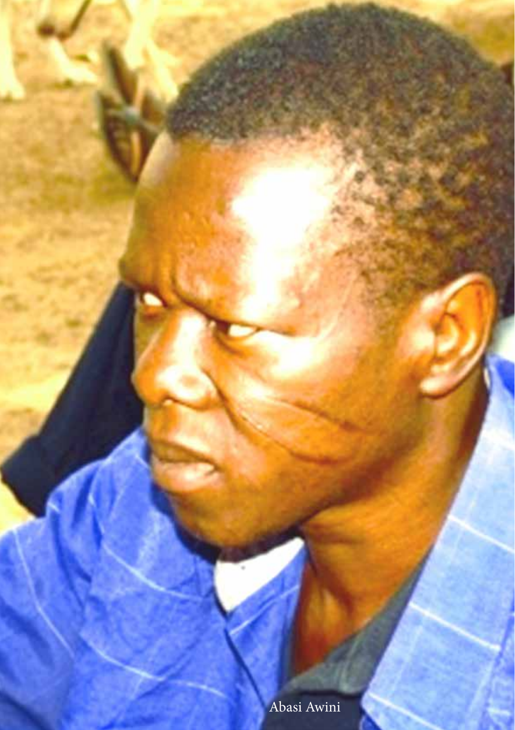Abasi Awini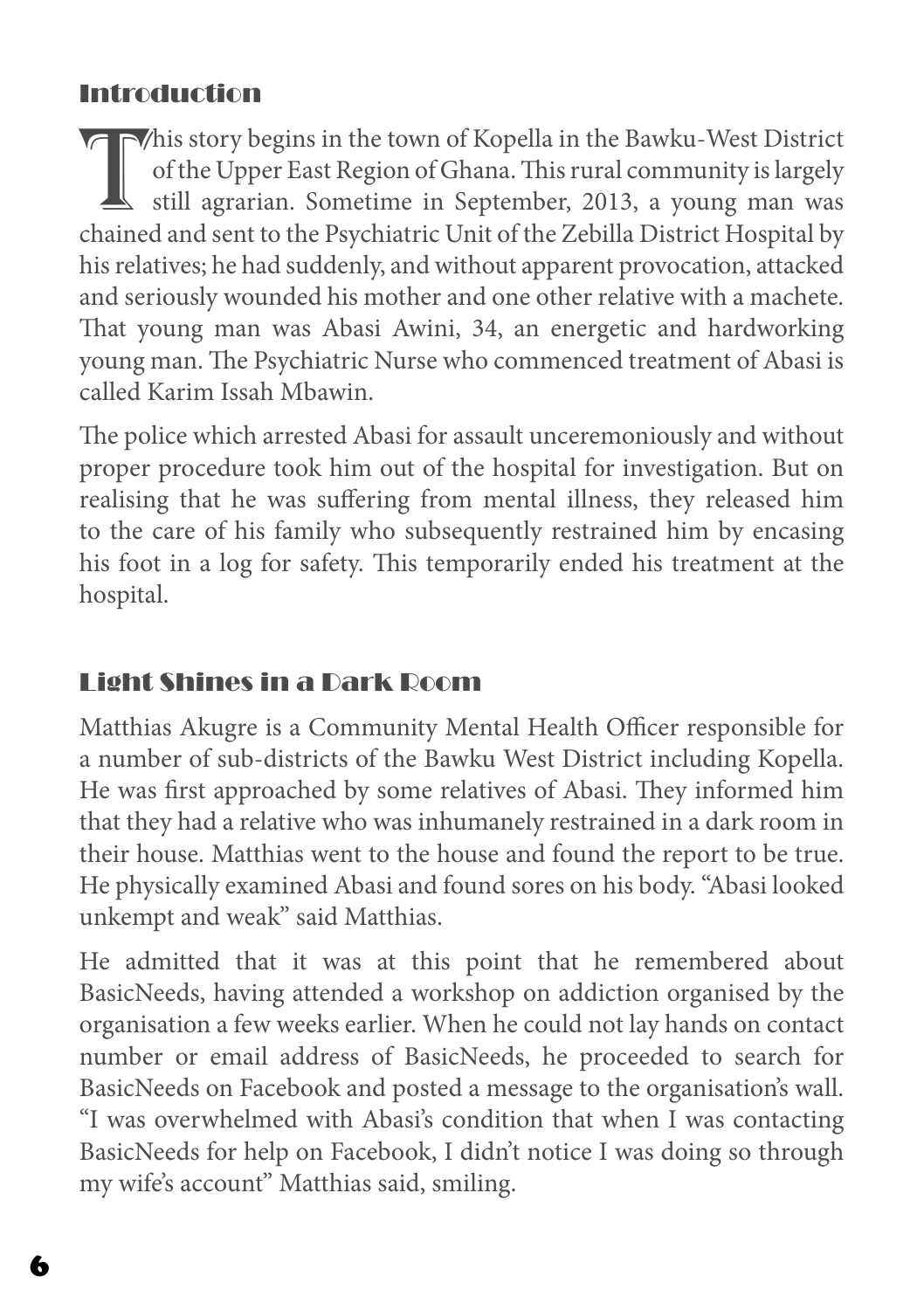## Introduction

This story begins in the town of Kopella in the Bawku-West District of the Upper East Region of Ghana. This rural community is largely still agrarian. Sometime in September, 2013, a young man was chained and sent to the Psychiatric Unit of the Zebilla District Hospital by his relatives; he had suddenly, and without apparent provocation, attacked and seriously wounded his mother and one other relative with a machete. That young man was Abasi Awini, 34, an energetic and hardworking young man. The Psychiatric Nurse who commenced treatment of Abasi is called Karim Issah Mbawin.

The police which arrested Abasi for assault unceremoniously and without proper procedure took him out of the hospital for investigation. But on realising that he was suffering from mental illness, they released him to the care of his family who subsequently restrained him by encasing his foot in a log for safety. This temporarily ended his treatment at the hospital.

## Light Shines in a Dark Room

Matthias Akugre is a Community Mental Health Officer responsible for a number of sub-districts of the Bawku West District including Kopella. He was first approached by some relatives of Abasi. They informed him that they had a relative who was inhumanely restrained in a dark room in their house. Matthias went to the house and found the report to be true. He physically examined Abasi and found sores on his body. "Abasi looked unkempt and weak" said Matthias.

He admitted that it was at this point that he remembered about BasicNeeds, having attended a workshop on addiction organised by the organisation a few weeks earlier. When he could not lay hands on contact number or email address of BasicNeeds, he proceeded to search for BasicNeeds on Facebook and posted a message to the organisation's wall. "I was overwhelmed with Abasi's condition that when I was contacting BasicNeeds for help on Facebook, I didn't notice I was doing so through my wife's account" Matthias said, smiling.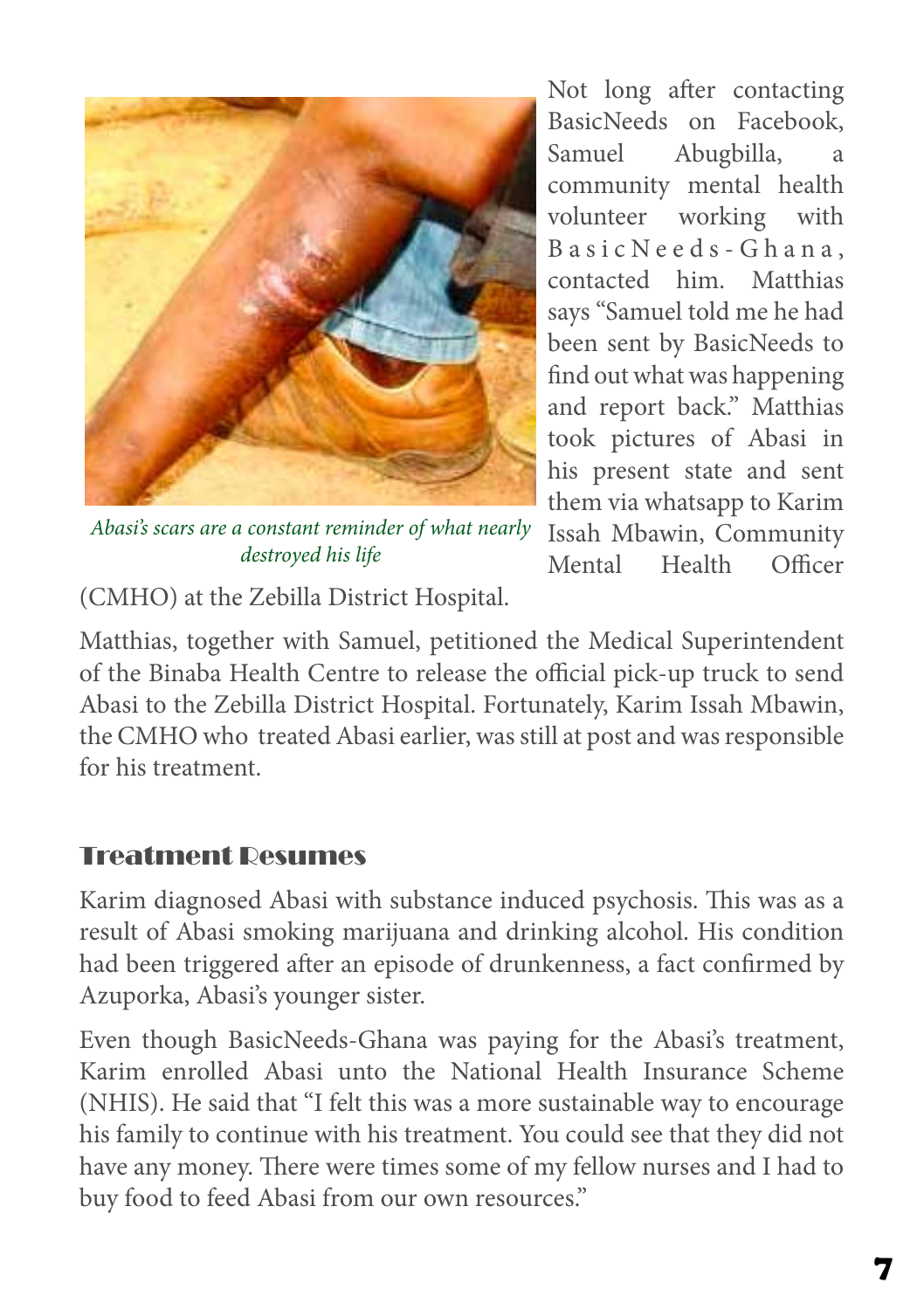*Abasi's scars are a constant reminder of what nearly destroyed his life*

Not long after contacting BasicNeeds on Facebook, Samuel Abugbilla, a community mental health volunteer working with BasicNeeds-Ghana, contacted him. Matthias says "Samuel told me he had been sent by BasicNeeds to find out what was happening and report back." Matthias took pictures of Abasi in his present state and sent them via whatsapp to Karim Issah Mbawin, Community Mental Health Officer (CMHO) at the Zebilla District Hospital.

Matthias, together with Samuel, petitioned the Medical Superintendent of the Binaba Health Centre to release the official pick-up truck to send Abasi to the Zebilla District Hospital. Fortunately, Karim Issah Mbawin, the CMHO who treated Abasi earlier, was still at post and was responsible for his treatment.

## Treatment Resumes

Karim diagnosed Abasi with substance induced psychosis. This was as a result of Abasi smoking marijuana and drinking alcohol. His condition had been triggered after an episode of drunkenness, a fact confirmed by Azuporka, Abasi's younger sister.

Even though BasicNeeds-Ghana was paying for the Abasi's treatment, Karim enrolled Abasi unto the National Health Insurance Scheme (NHIS). He said that "I felt this was a more sustainable way to encourage his family to continue with his treatment. You could see that they did not have any money. There were times some of my fellow nurses and I had to buy food to feed Abasi from our own resources."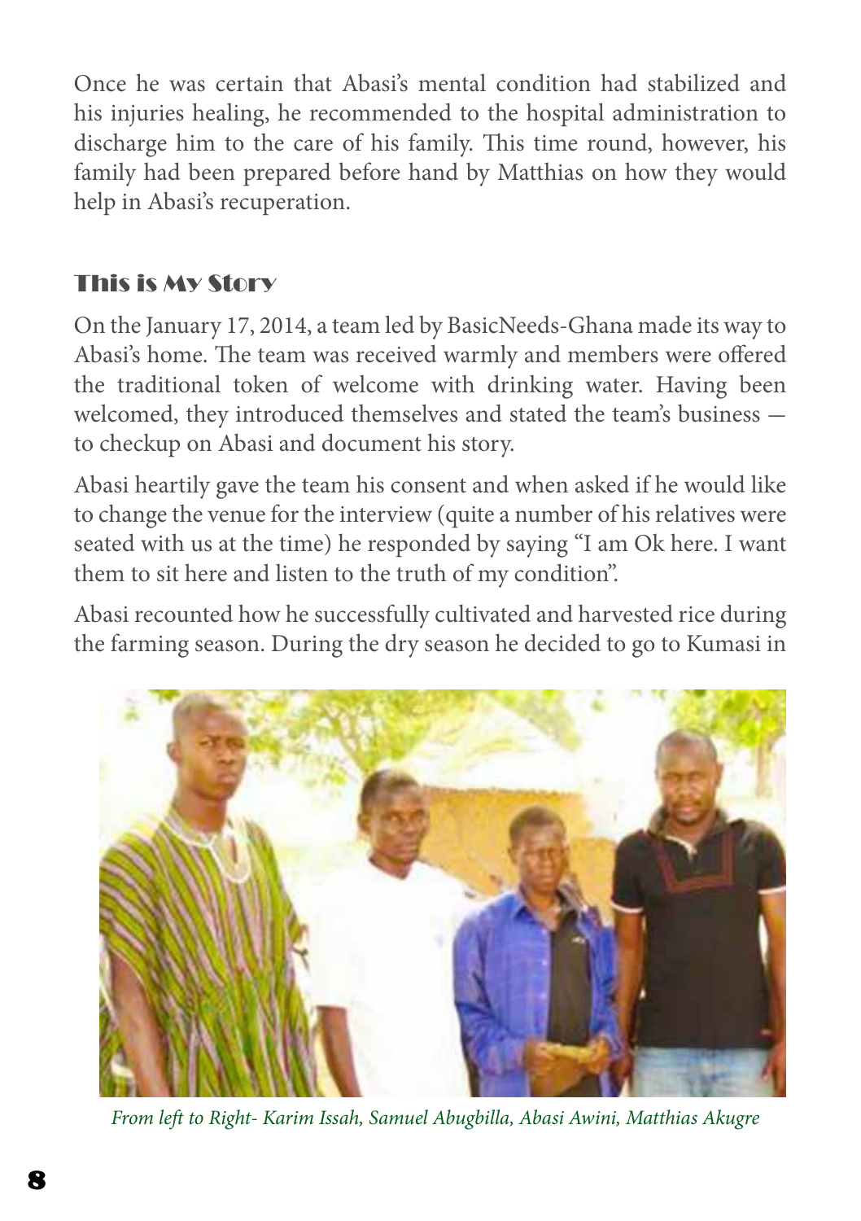Once he was certain that Abasi's mental condition had stabilized and his injuries healing, he recommended to the hospital administration to discharge him to the care of his family. This time round, however, his family had been prepared before hand by Matthias on how they would help in Abasi's recuperation.

## This is My Story

On the January 17, 2014, a team led by BasicNeeds-Ghana made its way to Abasi's home. The team was received warmly and members were offered the traditional token of welcome with drinking water. Having been welcomed, they introduced themselves and stated the team's business — to checkup on Abasi and document his story.

Abasi heartily gave the team his consent and when asked if he would like to change the venue for the interview (quite a number of his relatives were seated with us at the time) he responded by saying "I am Ok here. I want them to sit here and listen to the truth of my condition".

Abasi recounted how he successfully cultivated and harvested rice during the farming season. During the dry season he decided to go to Kumasi in

*From left to Right- Karim Issah, Samuel Abugbilla, Abasi Awini, Matthias Akugre*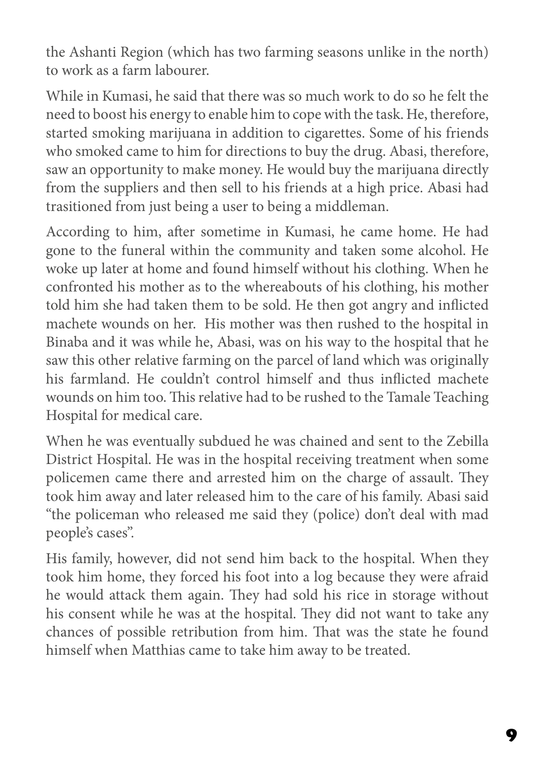the Ashanti Region (which has two farming seasons unlike in the north) to work as a farm labourer.

While in Kumasi, he said that there was so much work to do so he felt the need to boost his energy to enable him to cope with the task. He, therefore, started smoking marijuana in addition to cigarettes. Some of his friends who smoked came to him for directions to buy the drug. Abasi, therefore, saw an opportunity to make money. He would buy the marijuana directly from the suppliers and then sell to his friends at a high price. Abasi had trasitioned from just being a user to being a middleman.

According to him, after sometime in Kumasi, he came home. He had gone to the funeral within the community and taken some alcohol. He woke up later at home and found himself without his clothing. When he confronted his mother as to the whereabouts of his clothing, his mother told him she had taken them to be sold. He then got angry and inflicted machete wounds on her. His mother was then rushed to the hospital in Binaba and it was while he, Abasi, was on his way to the hospital that he saw this other relative farming on the parcel of land which was originally his farmland. He couldn't control himself and thus inflicted machete wounds on him too. This relative had to be rushed to the Tamale Teaching Hospital for medical care.

When he was eventually subdued he was chained and sent to the Zebilla District Hospital. He was in the hospital receiving treatment when some policemen came there and arrested him on the charge of assault. They took him away and later released him to the care of his family. Abasi said "the policeman who released me said they (police) don't deal with mad people's cases".

His family, however, did not send him back to the hospital. When they took him home, they forced his foot into a log because they were afraid he would attack them again. They had sold his rice in storage without his consent while he was at the hospital. They did not want to take any chances of possible retribution from him. That was the state he found himself when Matthias came to take him away to be treated.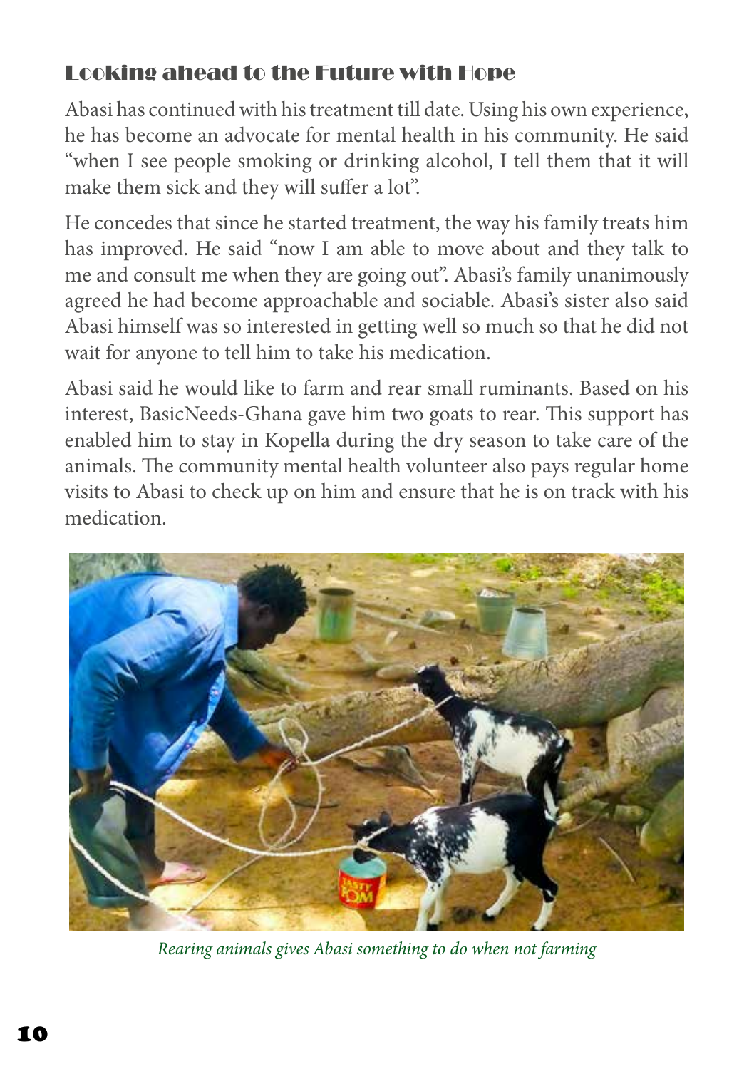## Looking ahead to the Future with Hope

Abasi has continued with his treatment till date. Using his own experience, he has become an advocate for mental health in his community. He said "when I see people smoking or drinking alcohol, I tell them that it will make them sick and they will suffer a lot".

He concedes that since he started treatment, the way his family treats him has improved. He said "now I am able to move about and they talk to me and consult me when they are going out". Abasi's family unanimously agreed he had become approachable and sociable. Abasi's sister also said Abasi himself was so interested in getting well so much so that he did not wait for anyone to tell him to take his medication.

Abasi said he would like to farm and rear small ruminants. Based on his interest, BasicNeeds-Ghana gave him two goats to rear. This support has enabled him to stay in Kopella during the dry season to take care of the animals. The community mental health volunteer also pays regular home visits to Abasi to check up on him and ensure that he is on track with his medication.

*Rearing animals gives Abasi something to do when not farming*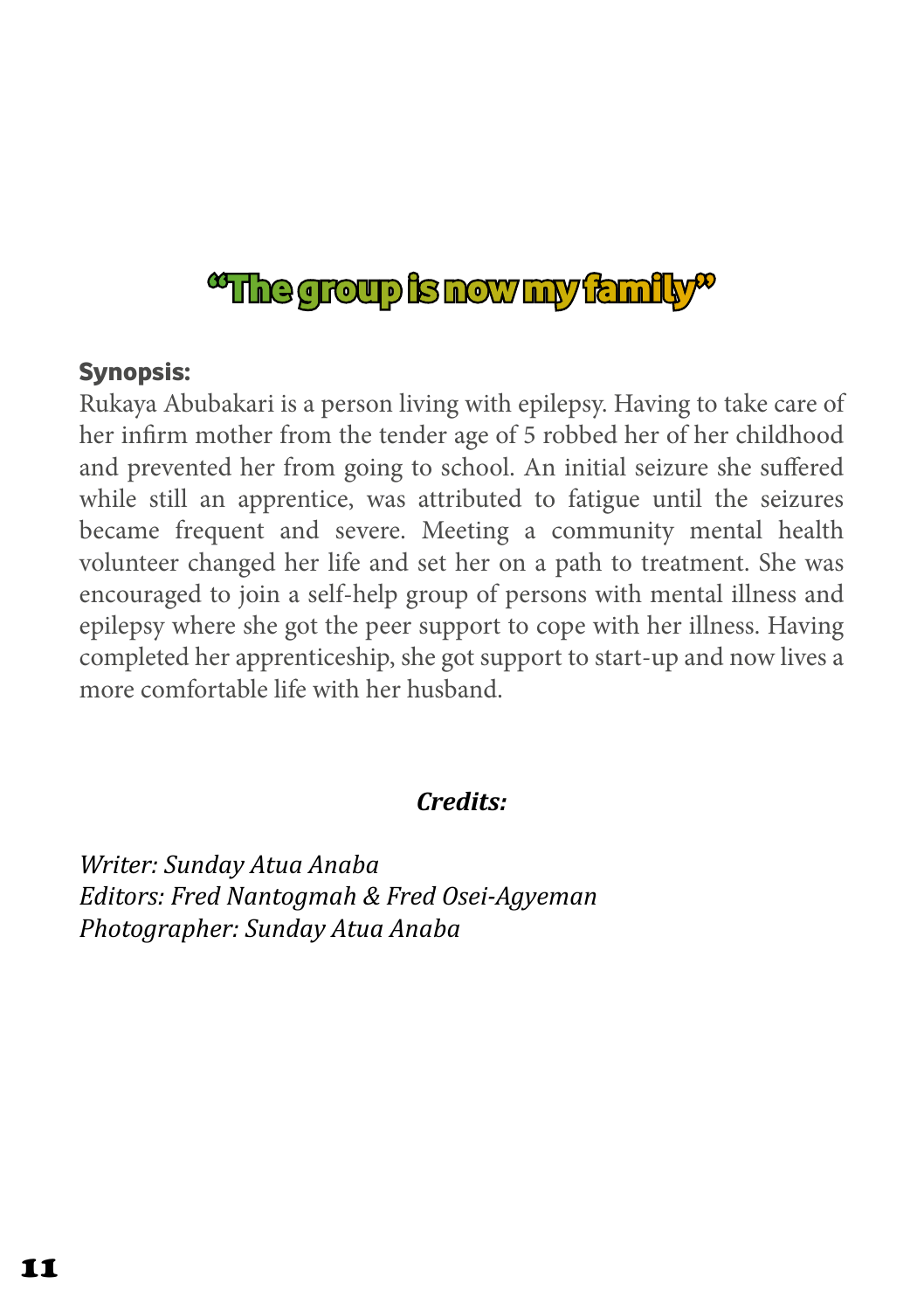# "The group is now my family"

**Synopsis:**

Rukaya Abubakari is a person living with epilepsy. Having to take care of her infirm mother from the tender age of 5 robbed her of her childhood and prevented her from going to school. An initial seizure she suffered while still an apprentice, was attributed to fatigue until the seizures became frequent and severe. Meeting a community mental health volunteer changed her life and set her on a path to treatment. She was encouraged to join a self-help group of persons with mental illness and epilepsy where she got the peer support to cope with her illness. Having completed her apprenticeship, she got support to start-up and now lives a more comfortable life with her husband.

***Credits:***

*Writer: Sunday Atua Anaba*
*Editors: Fred Nantogmah & Fred Osei-Agyeman*
*Photographer: Sunday Atua Anaba*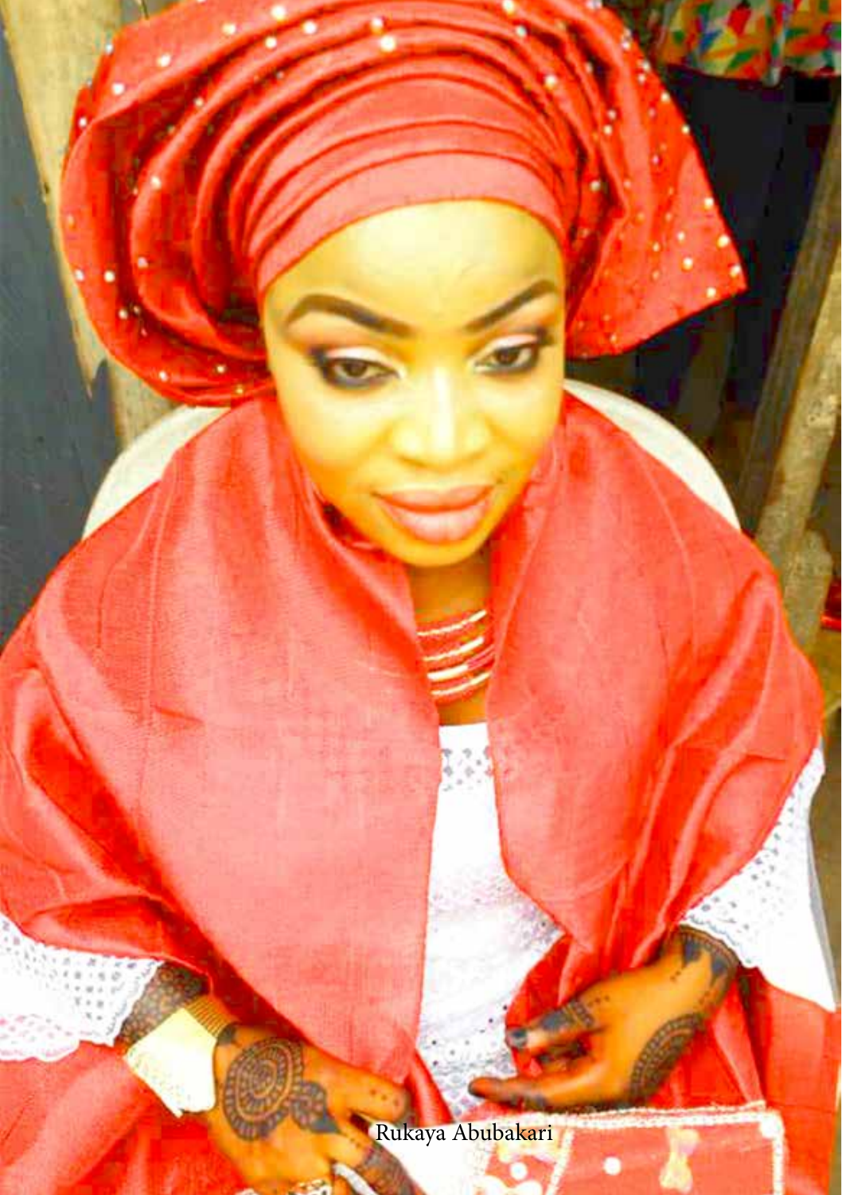Rukaya Abubakari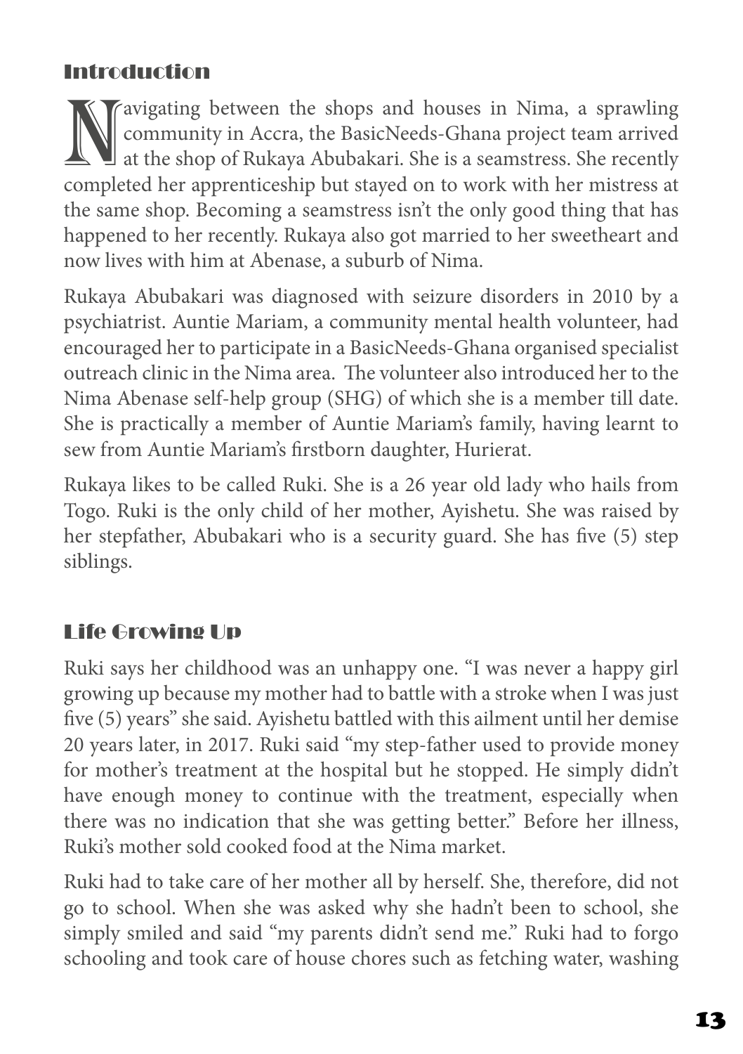## Introduction

Navigating between the shops and houses in Nima, a sprawling community in Accra, the BasicNeeds-Ghana project team arrived at the shop of Rukaya Abubakari. She is a seamstress. She recently completed her apprenticeship but stayed on to work with her mistress at the same shop. Becoming a seamstress isn't the only good thing that has happened to her recently. Rukaya also got married to her sweetheart and now lives with him at Abenase, a suburb of Nima.

Rukaya Abubakari was diagnosed with seizure disorders in 2010 by a psychiatrist. Auntie Mariam, a community mental health volunteer, had encouraged her to participate in a BasicNeeds-Ghana organised specialist outreach clinic in the Nima area. The volunteer also introduced her to the Nima Abenase self-help group (SHG) of which she is a member till date. She is practically a member of Auntie Mariam's family, having learnt to sew from Auntie Mariam's firstborn daughter, Hurierat.

Rukaya likes to be called Ruki. She is a 26 year old lady who hails from Togo. Ruki is the only child of her mother, Ayishetu. She was raised by her stepfather, Abubakari who is a security guard. She has five (5) step siblings.

## Life Growing Up

Ruki says her childhood was an unhappy one. "I was never a happy girl growing up because my mother had to battle with a stroke when I was just five (5) years" she said. Ayishetu battled with this ailment until her demise 20 years later, in 2017. Ruki said "my step-father used to provide money for mother's treatment at the hospital but he stopped. He simply didn't have enough money to continue with the treatment, especially when there was no indication that she was getting better." Before her illness, Ruki's mother sold cooked food at the Nima market.

Ruki had to take care of her mother all by herself. She, therefore, did not go to school. When she was asked why she hadn't been to school, she simply smiled and said "my parents didn't send me." Ruki had to forgo schooling and took care of house chores such as fetching water, washing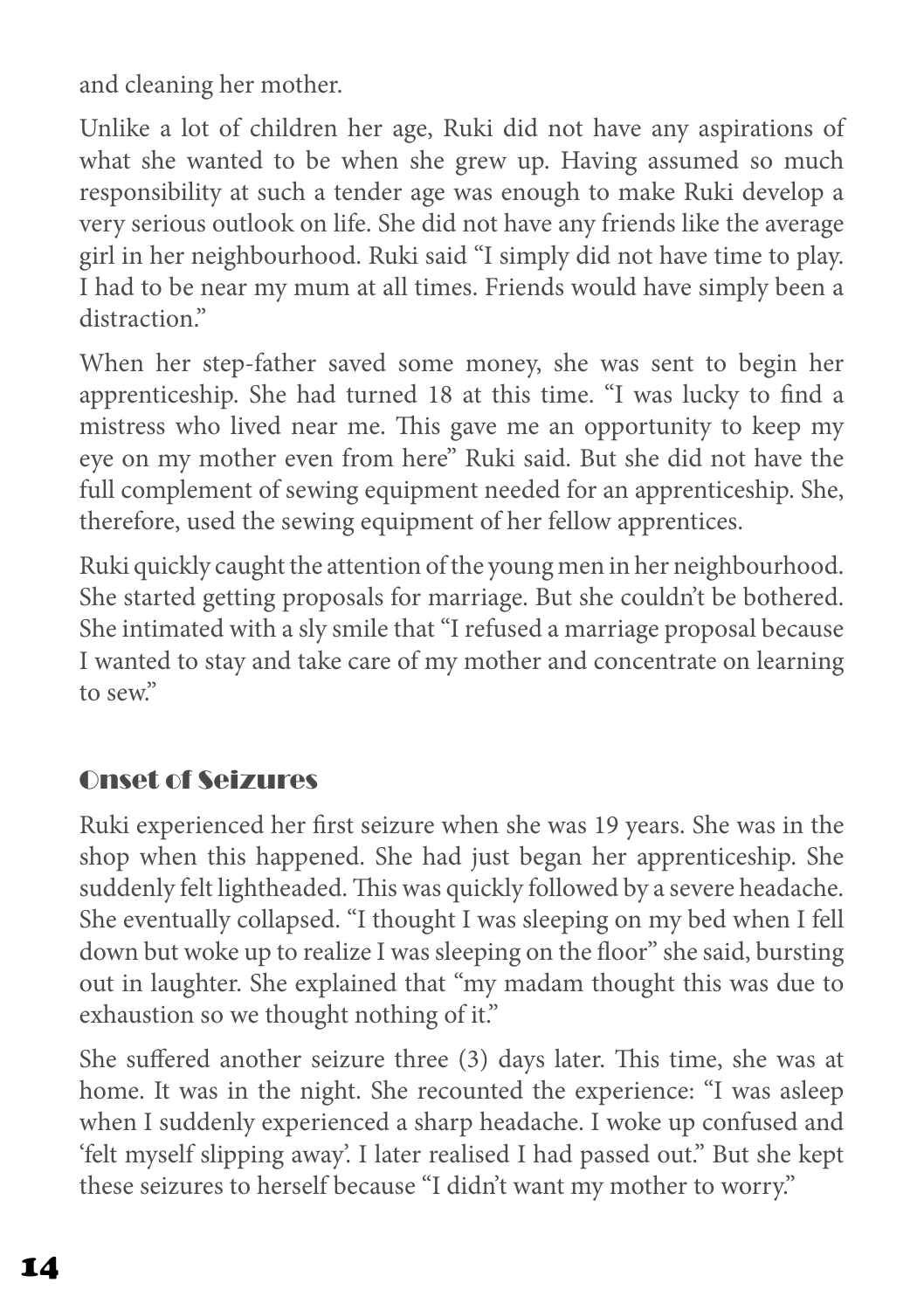and cleaning her mother.

Unlike a lot of children her age, Ruki did not have any aspirations of what she wanted to be when she grew up. Having assumed so much responsibility at such a tender age was enough to make Ruki develop a very serious outlook on life. She did not have any friends like the average girl in her neighbourhood. Ruki said "I simply did not have time to play. I had to be near my mum at all times. Friends would have simply been a distraction."

When her step-father saved some money, she was sent to begin her apprenticeship. She had turned 18 at this time. "I was lucky to find a mistress who lived near me. This gave me an opportunity to keep my eye on my mother even from here" Ruki said. But she did not have the full complement of sewing equipment needed for an apprenticeship. She, therefore, used the sewing equipment of her fellow apprentices.

Ruki quickly caught the attention of the young men in her neighbourhood. She started getting proposals for marriage. But she couldn't be bothered. She intimated with a sly smile that "I refused a marriage proposal because I wanted to stay and take care of my mother and concentrate on learning to sew."

## Onset of Seizures

Ruki experienced her first seizure when she was 19 years. She was in the shop when this happened. She had just began her apprenticeship. She suddenly felt lightheaded. This was quickly followed by a severe headache. She eventually collapsed. "I thought I was sleeping on my bed when I fell down but woke up to realize I was sleeping on the floor" she said, bursting out in laughter. She explained that "my madam thought this was due to exhaustion so we thought nothing of it."

She suffered another seizure three (3) days later. This time, she was at home. It was in the night. She recounted the experience: "I was asleep when I suddenly experienced a sharp headache. I woke up confused and 'felt myself slipping away'. I later realised I had passed out." But she kept these seizures to herself because "I didn't want my mother to worry."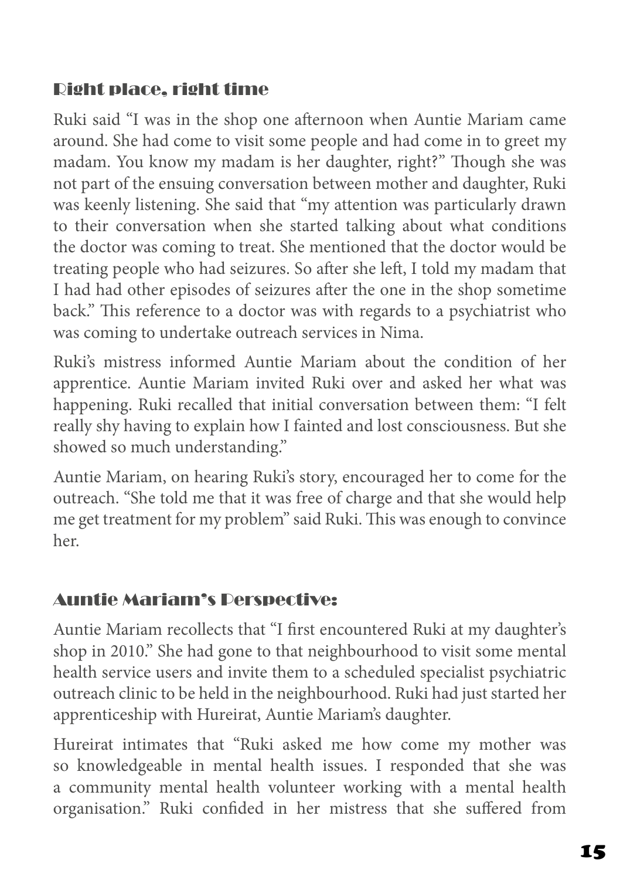## Right place, right time

Ruki said "I was in the shop one afternoon when Auntie Mariam came around. She had come to visit some people and had come in to greet my madam. You know my madam is her daughter, right?" Though she was not part of the ensuing conversation between mother and daughter, Ruki was keenly listening. She said that "my attention was particularly drawn to their conversation when she started talking about what conditions the doctor was coming to treat. She mentioned that the doctor would be treating people who had seizures. So after she left, I told my madam that I had had other episodes of seizures after the one in the shop sometime back." This reference to a doctor was with regards to a psychiatrist who was coming to undertake outreach services in Nima.

Ruki's mistress informed Auntie Mariam about the condition of her apprentice. Auntie Mariam invited Ruki over and asked her what was happening. Ruki recalled that initial conversation between them: "I felt really shy having to explain how I fainted and lost consciousness. But she showed so much understanding."

Auntie Mariam, on hearing Ruki's story, encouraged her to come for the outreach. "She told me that it was free of charge and that she would help me get treatment for my problem" said Ruki. This was enough to convince her.

## Auntie Mariam's Perspective:

Auntie Mariam recollects that "I first encountered Ruki at my daughter's shop in 2010." She had gone to that neighbourhood to visit some mental health service users and invite them to a scheduled specialist psychiatric outreach clinic to be held in the neighbourhood. Ruki had just started her apprenticeship with Hureirat, Auntie Mariam's daughter.

Hureirat intimates that "Ruki asked me how come my mother was so knowledgeable in mental health issues. I responded that she was a community mental health volunteer working with a mental health organisation." Ruki confided in her mistress that she suffered from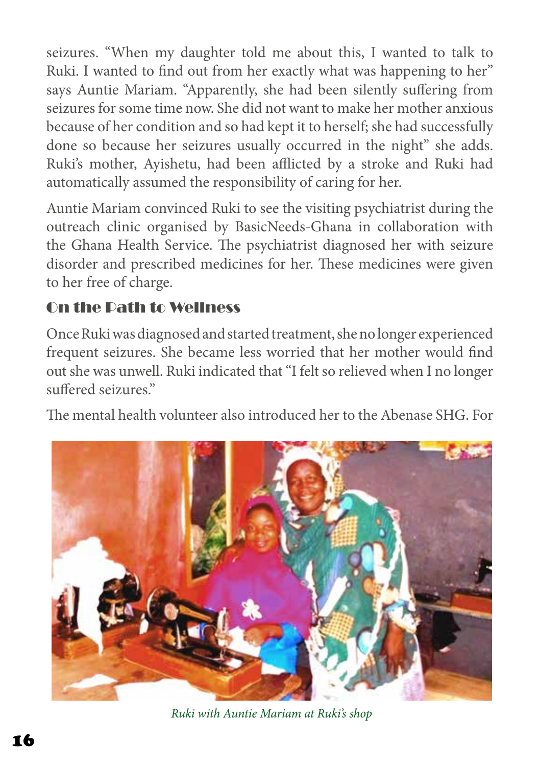seizures. "When my daughter told me about this, I wanted to talk to Ruki. I wanted to find out from her exactly what was happening to her" says Auntie Mariam. "Apparently, she had been silently suffering from seizures for some time now. She did not want to make her mother anxious because of her condition and so had kept it to herself; she had successfully done so because her seizures usually occurred in the night" she adds. Ruki's mother, Ayishetu, had been afflicted by a stroke and Ruki had automatically assumed the responsibility of caring for her.

Auntie Mariam convinced Ruki to see the visiting psychiatrist during the outreach clinic organised by BasicNeeds-Ghana in collaboration with the Ghana Health Service. The psychiatrist diagnosed her with seizure disorder and prescribed medicines for her. These medicines were given to her free of charge.

## On the Path to Wellness

Once Ruki was diagnosed and started treatment, she no longer experienced frequent seizures. She became less worried that her mother would find out she was unwell. Ruki indicated that "I felt so relieved when I no longer suffered seizures."

The mental health volunteer also introduced her to the Abenase SHG. For

*Ruki with Auntie Mariam at Ruki's shop*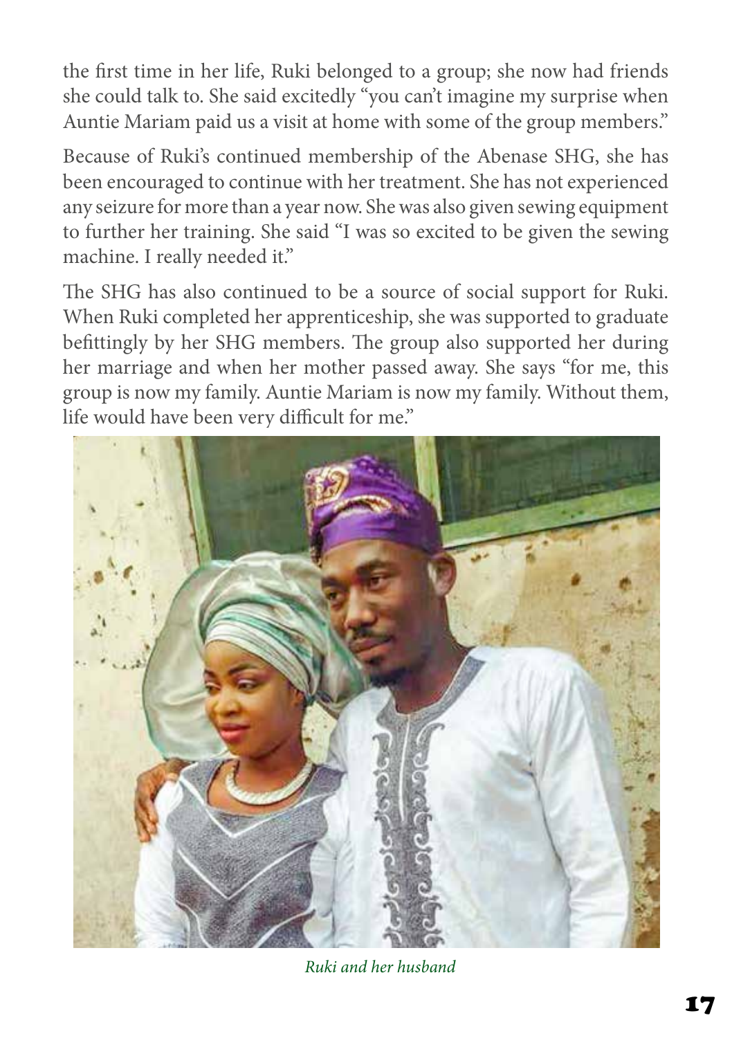the first time in her life, Ruki belonged to a group; she now had friends she could talk to. She said excitedly "you can't imagine my surprise when Auntie Mariam paid us a visit at home with some of the group members."

Because of Ruki's continued membership of the Abenase SHG, she has been encouraged to continue with her treatment. She has not experienced any seizure for more than a year now. She was also given sewing equipment to further her training. She said "I was so excited to be given the sewing machine. I really needed it."

The SHG has also continued to be a source of social support for Ruki. When Ruki completed her apprenticeship, she was supported to graduate befittingly by her SHG members. The group also supported her during her marriage and when her mother passed away. She says "for me, this group is now my family. Auntie Mariam is now my family. Without them, life would have been very difficult for me."

*Ruki and her husband*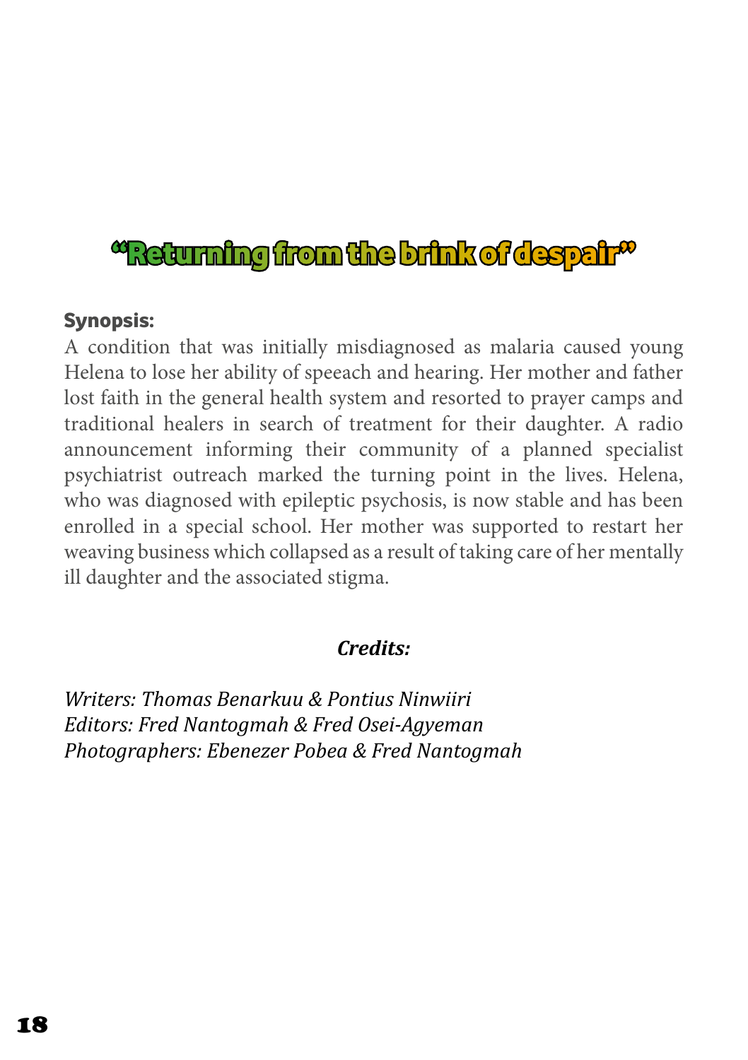# “Returning from the brink of despair”

**Synopsis:**

A condition that was initially misdiagnosed as malaria caused young Helena to lose her ability of speeach and hearing. Her mother and father lost faith in the general health system and resorted to prayer camps and traditional healers in search of treatment for their daughter. A radio announcement informing their community of a planned specialist psychiatrist outreach marked the turning point in the lives. Helena, who was diagnosed with epileptic psychosis, is now stable and has been enrolled in a special school. Her mother was supported to restart her weaving business which collapsed as a result of taking care of her mentally ill daughter and the associated stigma.

***Credits:***

*Writers: Thomas Benarkuu & Pontius Ninwiiri*
*Editors: Fred Nantogmah & Fred Osei-Agyeman*
*Photographers: Ebenezer Pobea & Fred Nantogmah*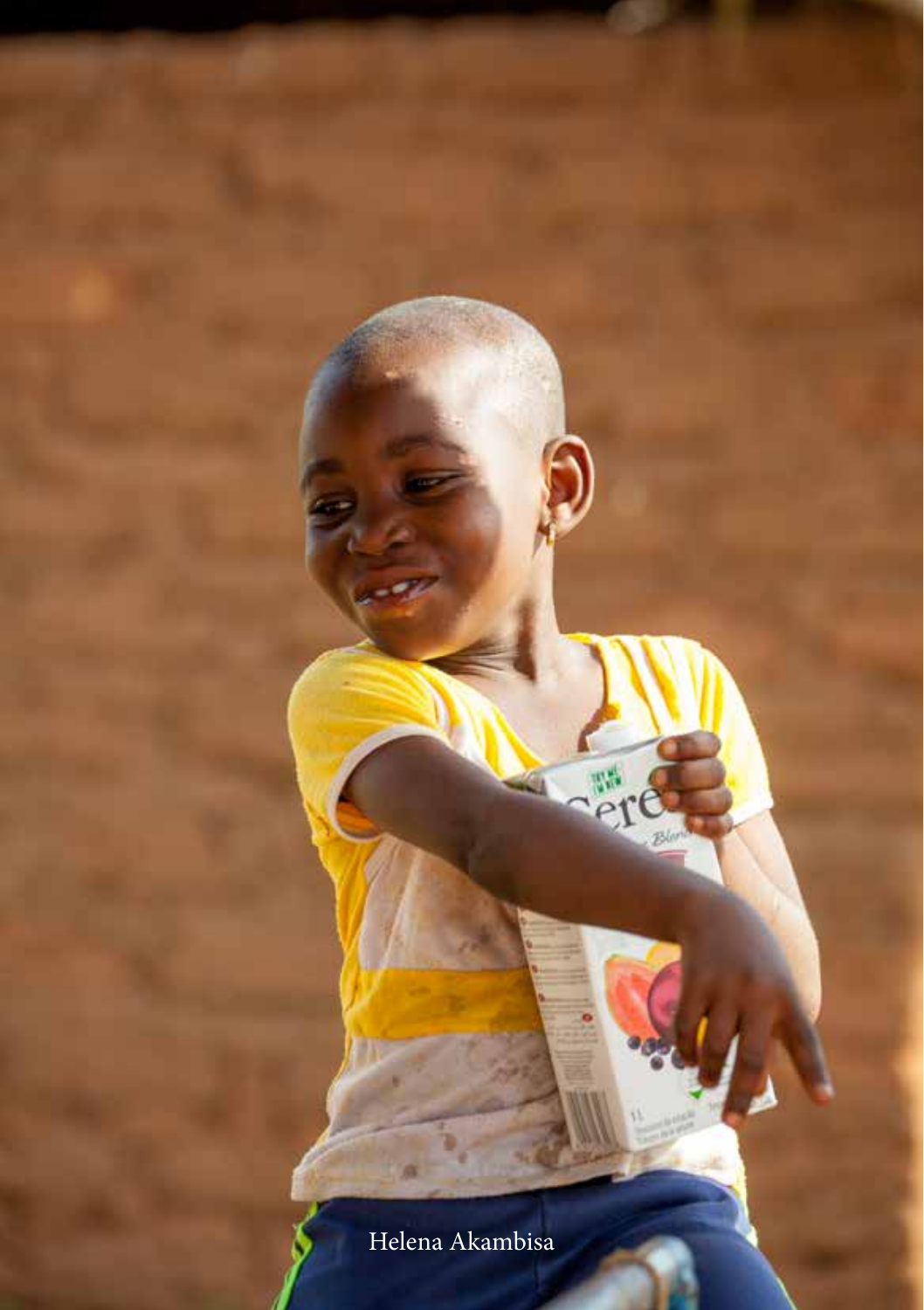Helena Akambisa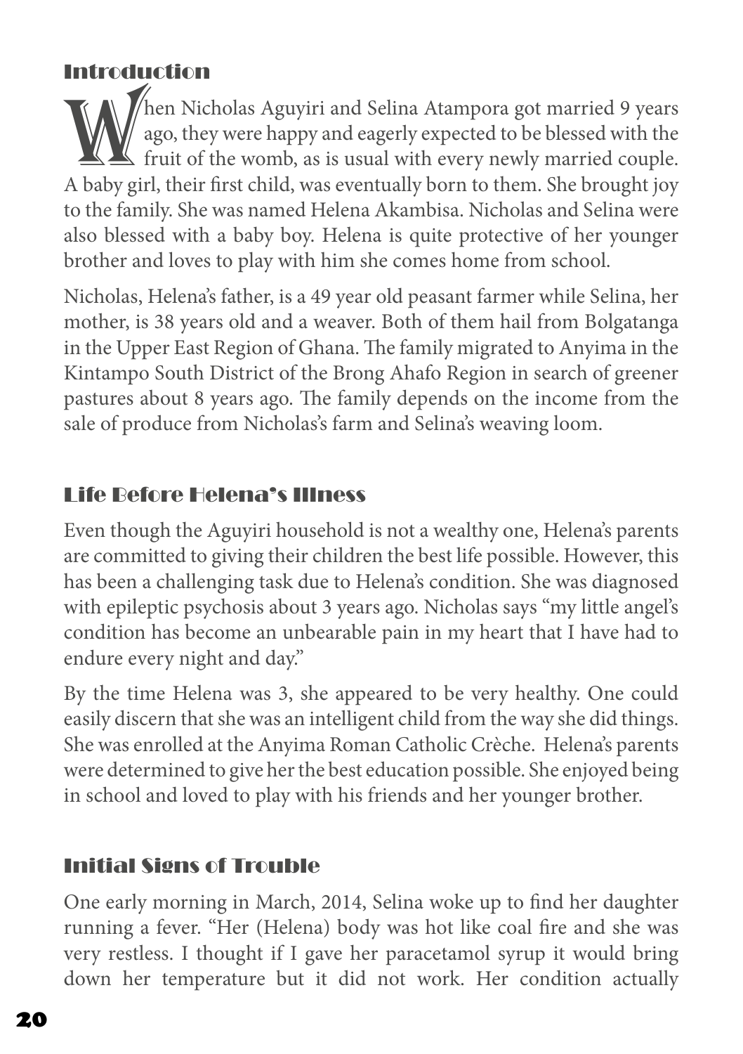## Introduction

When Nicholas Aguyiri and Selina Atampora got married 9 years ago, they were happy and eagerly expected to be blessed with the fruit of the womb, as is usual with every newly married couple. A baby girl, their first child, was eventually born to them. She brought joy to the family. She was named Helena Akambisa. Nicholas and Selina were also blessed with a baby boy. Helena is quite protective of her younger brother and loves to play with him she comes home from school.

Nicholas, Helena's father, is a 49 year old peasant farmer while Selina, her mother, is 38 years old and a weaver. Both of them hail from Bolgatanga in the Upper East Region of Ghana. The family migrated to Anyima in the Kintampo South District of the Brong Ahafo Region in search of greener pastures about 8 years ago. The family depends on the income from the sale of produce from Nicholas's farm and Selina's weaving loom.

## Life Before Helena's Illness

Even though the Aguyiri household is not a wealthy one, Helena's parents are committed to giving their children the best life possible. However, this has been a challenging task due to Helena's condition. She was diagnosed with epileptic psychosis about 3 years ago. Nicholas says "my little angel's condition has become an unbearable pain in my heart that I have had to endure every night and day."

By the time Helena was 3, she appeared to be very healthy. One could easily discern that she was an intelligent child from the way she did things. She was enrolled at the Anyima Roman Catholic Crèche. Helena's parents were determined to give her the best education possible. She enjoyed being in school and loved to play with his friends and her younger brother.

## Initial Signs of Trouble

One early morning in March, 2014, Selina woke up to find her daughter running a fever. "Her (Helena) body was hot like coal fire and she was very restless. I thought if I gave her paracetamol syrup it would bring down her temperature but it did not work. Her condition actually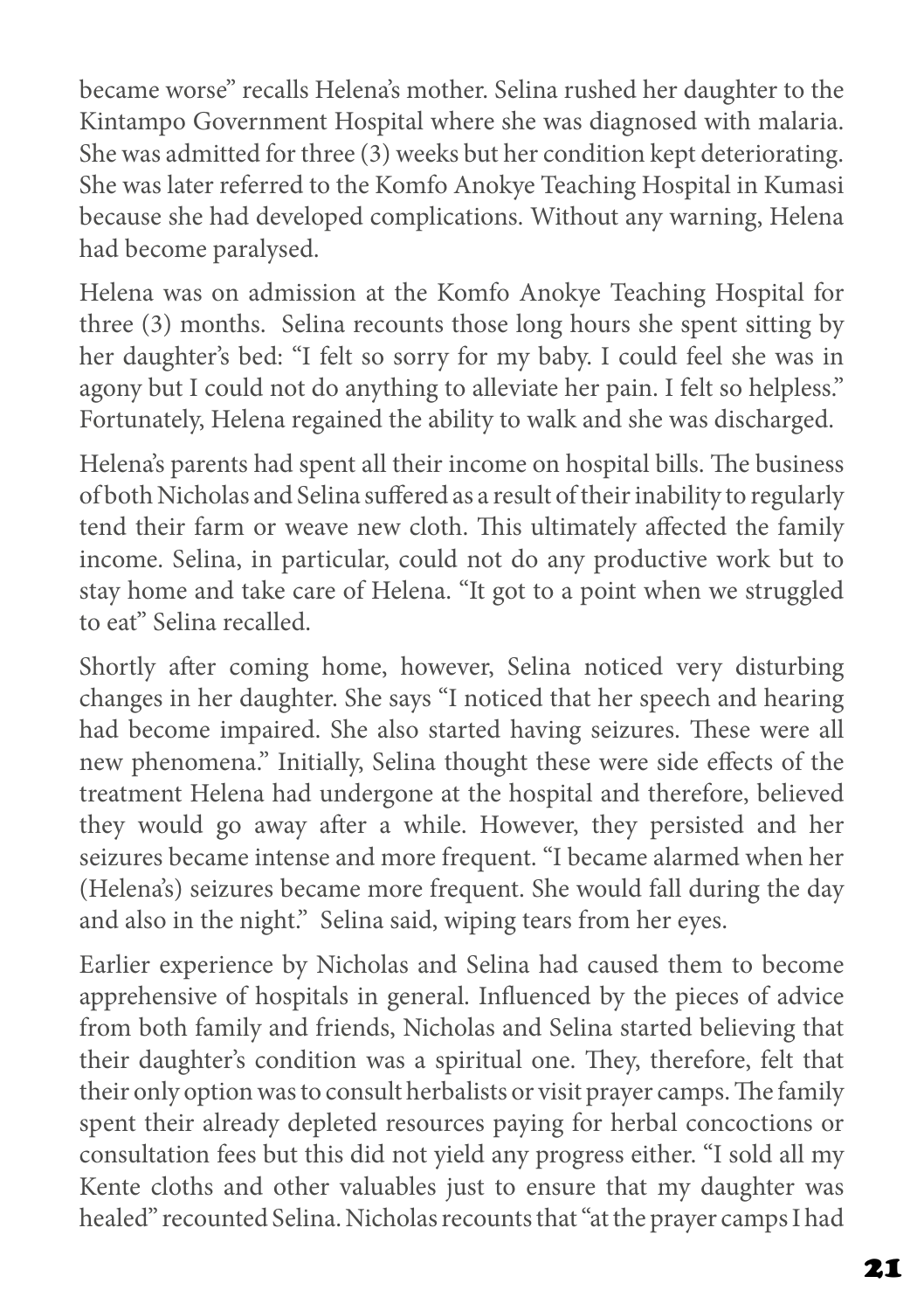became worse" recalls Helena's mother. Selina rushed her daughter to the Kintampo Government Hospital where she was diagnosed with malaria. She was admitted for three (3) weeks but her condition kept deteriorating. She was later referred to the Komfo Anokye Teaching Hospital in Kumasi because she had developed complications. Without any warning, Helena had become paralysed.

Helena was on admission at the Komfo Anokye Teaching Hospital for three (3) months. Selina recounts those long hours she spent sitting by her daughter's bed: "I felt so sorry for my baby. I could feel she was in agony but I could not do anything to alleviate her pain. I felt so helpless." Fortunately, Helena regained the ability to walk and she was discharged.

Helena's parents had spent all their income on hospital bills. The business of both Nicholas and Selina suffered as a result of their inability to regularly tend their farm or weave new cloth. This ultimately affected the family income. Selina, in particular, could not do any productive work but to stay home and take care of Helena. "It got to a point when we struggled to eat" Selina recalled.

Shortly after coming home, however, Selina noticed very disturbing changes in her daughter. She says "I noticed that her speech and hearing had become impaired. She also started having seizures. These were all new phenomena." Initially, Selina thought these were side effects of the treatment Helena had undergone at the hospital and therefore, believed they would go away after a while. However, they persisted and her seizures became intense and more frequent. "I became alarmed when her (Helena's) seizures became more frequent. She would fall during the day and also in the night." Selina said, wiping tears from her eyes.

Earlier experience by Nicholas and Selina had caused them to become apprehensive of hospitals in general. Influenced by the pieces of advice from both family and friends, Nicholas and Selina started believing that their daughter's condition was a spiritual one. They, therefore, felt that their only option was to consult herbalists or visit prayer camps. The family spent their already depleted resources paying for herbal concoctions or consultation fees but this did not yield any progress either. "I sold all my Kente cloths and other valuables just to ensure that my daughter was healed" recounted Selina. Nicholas recounts that "at the prayer camps I had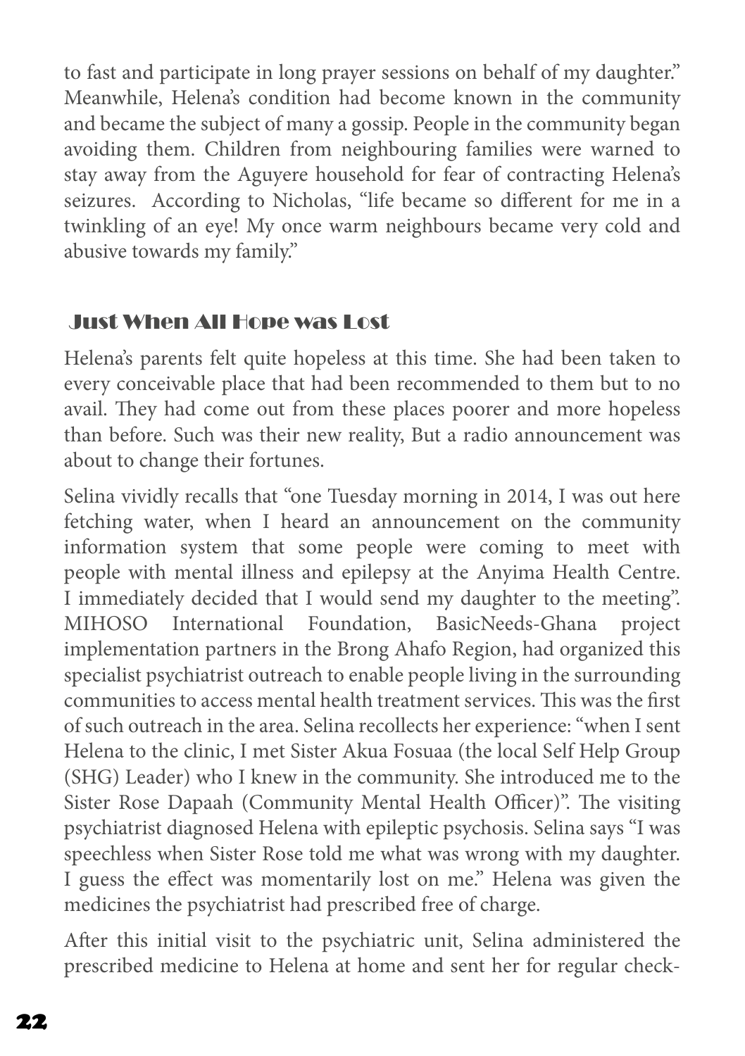to fast and participate in long prayer sessions on behalf of my daughter." Meanwhile, Helena's condition had become known in the community and became the subject of many a gossip. People in the community began avoiding them. Children from neighbouring families were warned to stay away from the Aguyere household for fear of contracting Helena's seizures. According to Nicholas, "life became so different for me in a twinkling of an eye! My once warm neighbours became very cold and abusive towards my family."

## Just When All Hope was Lost

Helena's parents felt quite hopeless at this time. She had been taken to every conceivable place that had been recommended to them but to no avail. They had come out from these places poorer and more hopeless than before. Such was their new reality, But a radio announcement was about to change their fortunes.

Selina vividly recalls that "one Tuesday morning in 2014, I was out here fetching water, when I heard an announcement on the community information system that some people were coming to meet with people with mental illness and epilepsy at the Anyima Health Centre. I immediately decided that I would send my daughter to the meeting". MIHOSO International Foundation, BasicNeeds-Ghana project implementation partners in the Brong Ahafo Region, had organized this specialist psychiatrist outreach to enable people living in the surrounding communities to access mental health treatment services. This was the first of such outreach in the area. Selina recollects her experience: "when I sent Helena to the clinic, I met Sister Akua Fosuaa (the local Self Help Group (SHG) Leader) who I knew in the community. She introduced me to the Sister Rose Dapaah (Community Mental Health Officer)". The visiting psychiatrist diagnosed Helena with epileptic psychosis. Selina says "I was speechless when Sister Rose told me what was wrong with my daughter. I guess the effect was momentarily lost on me." Helena was given the medicines the psychiatrist had prescribed free of charge.

After this initial visit to the psychiatric unit, Selina administered the prescribed medicine to Helena at home and sent her for regular check-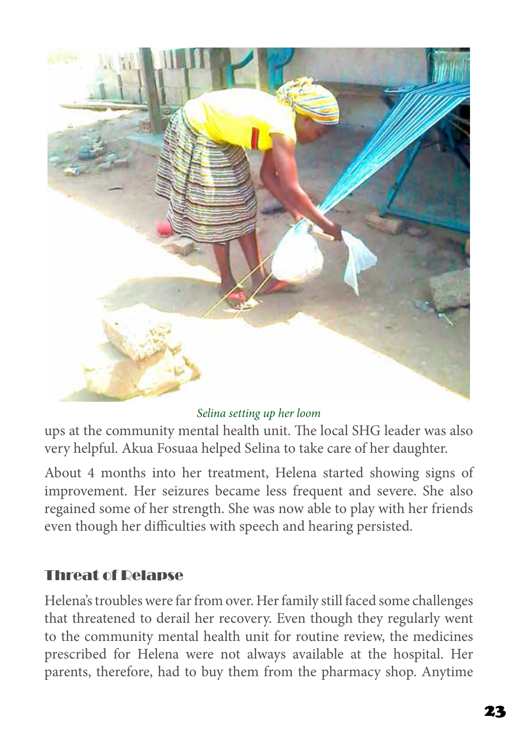*Selina setting up her loom*

ups at the community mental health unit. The local SHG leader was also very helpful. Akua Fosuaa helped Selina to take care of her daughter.

About 4 months into her treatment, Helena started showing signs of improvement. Her seizures became less frequent and severe. She also regained some of her strength. She was now able to play with her friends even though her difficulties with speech and hearing persisted.

## Threat of Relapse

Helena's troubles were far from over. Her family still faced some challenges that threatened to derail her recovery. Even though they regularly went to the community mental health unit for routine review, the medicines prescribed for Helena were not always available at the hospital. Her parents, therefore, had to buy them from the pharmacy shop. Anytime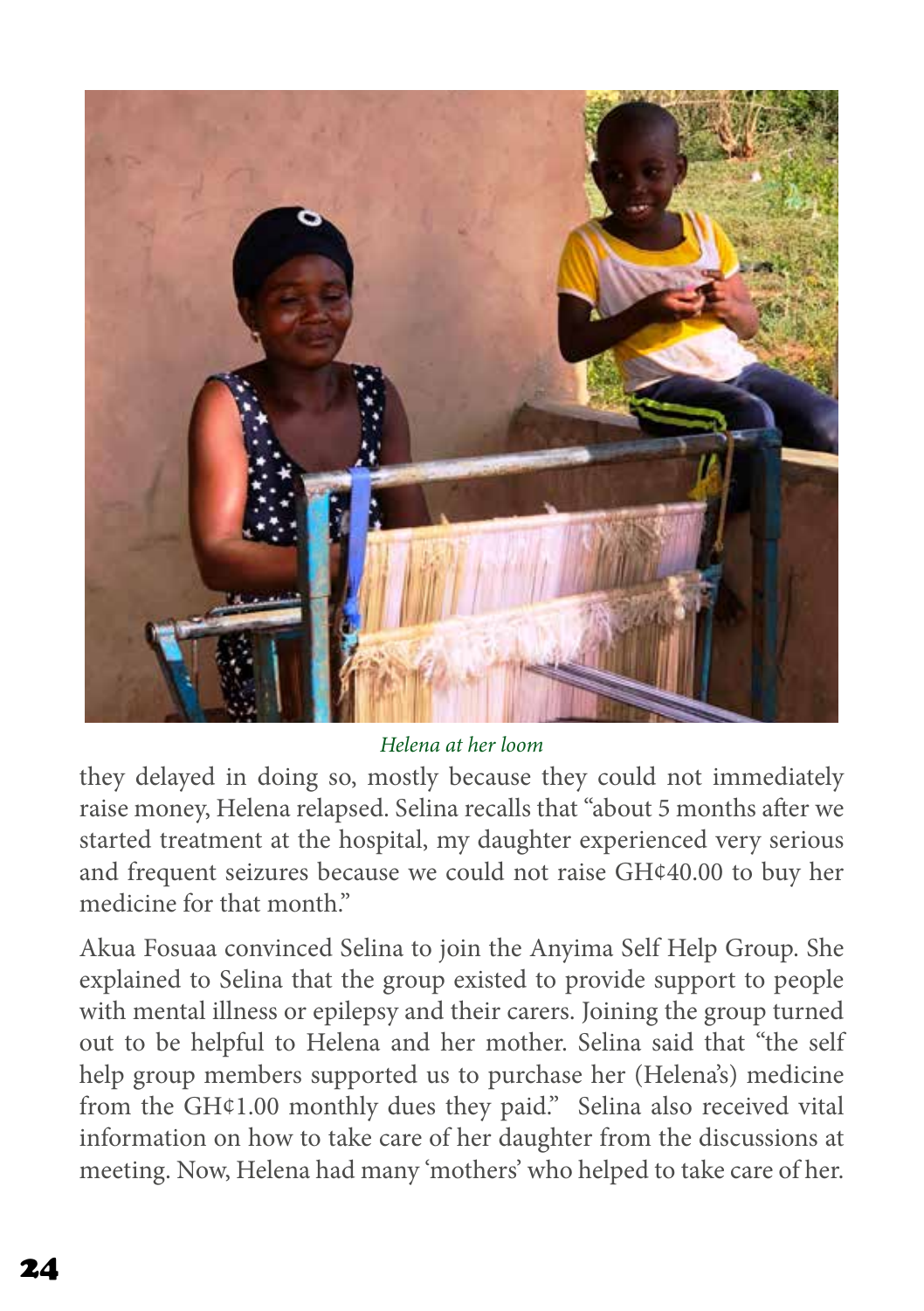*Helena at her loom*

they delayed in doing so, mostly because they could not immediately raise money, Helena relapsed. Selina recalls that "about 5 months after we started treatment at the hospital, my daughter experienced very serious and frequent seizures because we could not raise GH¢40.00 to buy her medicine for that month."

Akua Fosuaa convinced Selina to join the Anyima Self Help Group. She explained to Selina that the group existed to provide support to people with mental illness or epilepsy and their carers. Joining the group turned out to be helpful to Helena and her mother. Selina said that "the self help group members supported us to purchase her (Helena's) medicine from the GH¢1.00 monthly dues they paid." Selina also received vital information on how to take care of her daughter from the discussions at meeting. Now, Helena had many 'mothers' who helped to take care of her.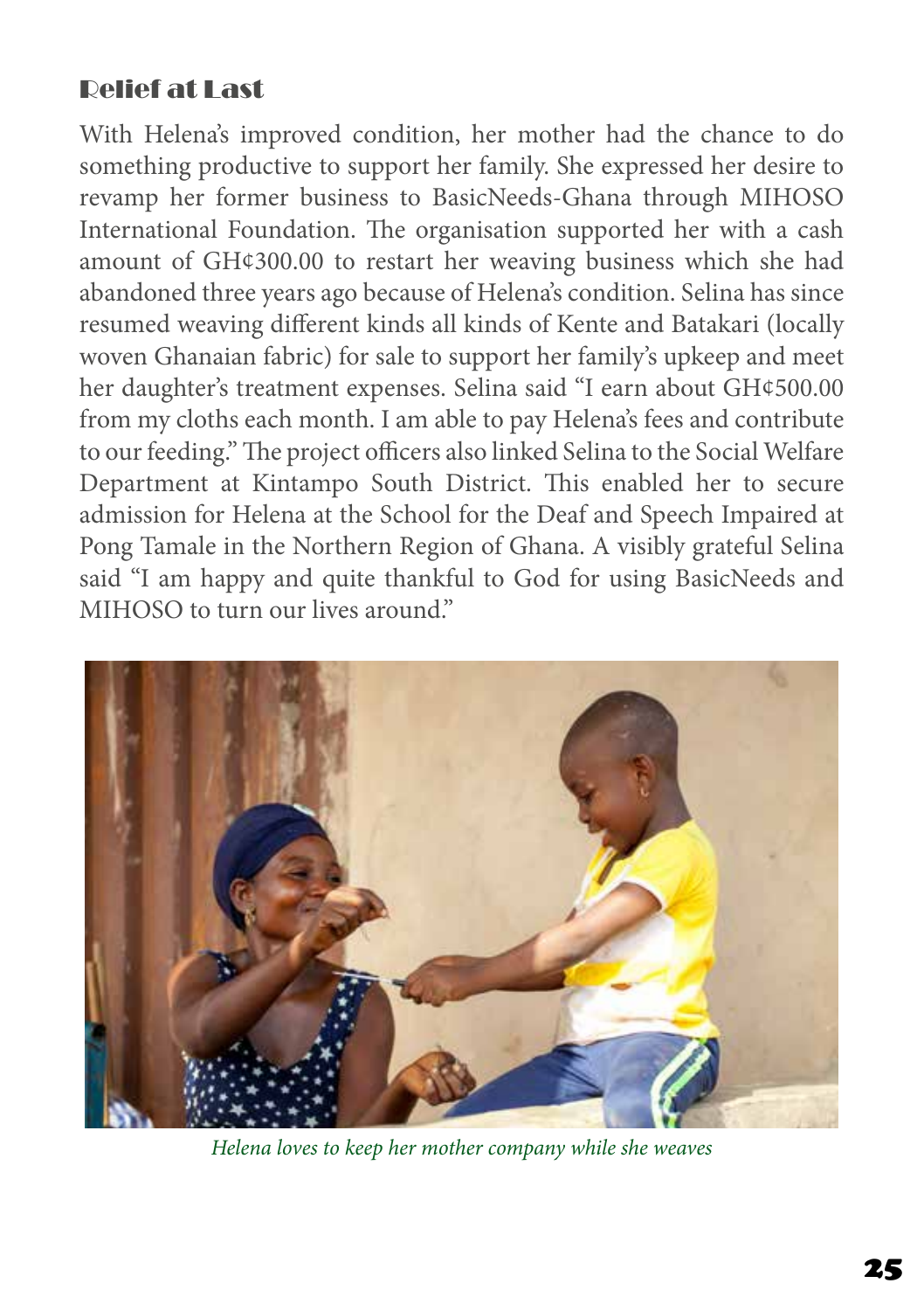## Relief at Last

With Helena's improved condition, her mother had the chance to do something productive to support her family. She expressed her desire to revamp her former business to BasicNeeds-Ghana through MIHOSO International Foundation. The organisation supported her with a cash amount of GH¢300.00 to restart her weaving business which she had abandoned three years ago because of Helena's condition. Selina has since resumed weaving different kinds all kinds of Kente and Batakari (locally woven Ghanaian fabric) for sale to support her family's upkeep and meet her daughter's treatment expenses. Selina said "I earn about GH¢500.00 from my cloths each month. I am able to pay Helena's fees and contribute to our feeding." The project officers also linked Selina to the Social Welfare Department at Kintampo South District. This enabled her to secure admission for Helena at the School for the Deaf and Speech Impaired at Pong Tamale in the Northern Region of Ghana. A visibly grateful Selina said "I am happy and quite thankful to God for using BasicNeeds and MIHOSO to turn our lives around."

*Helena loves to keep her mother company while she weaves*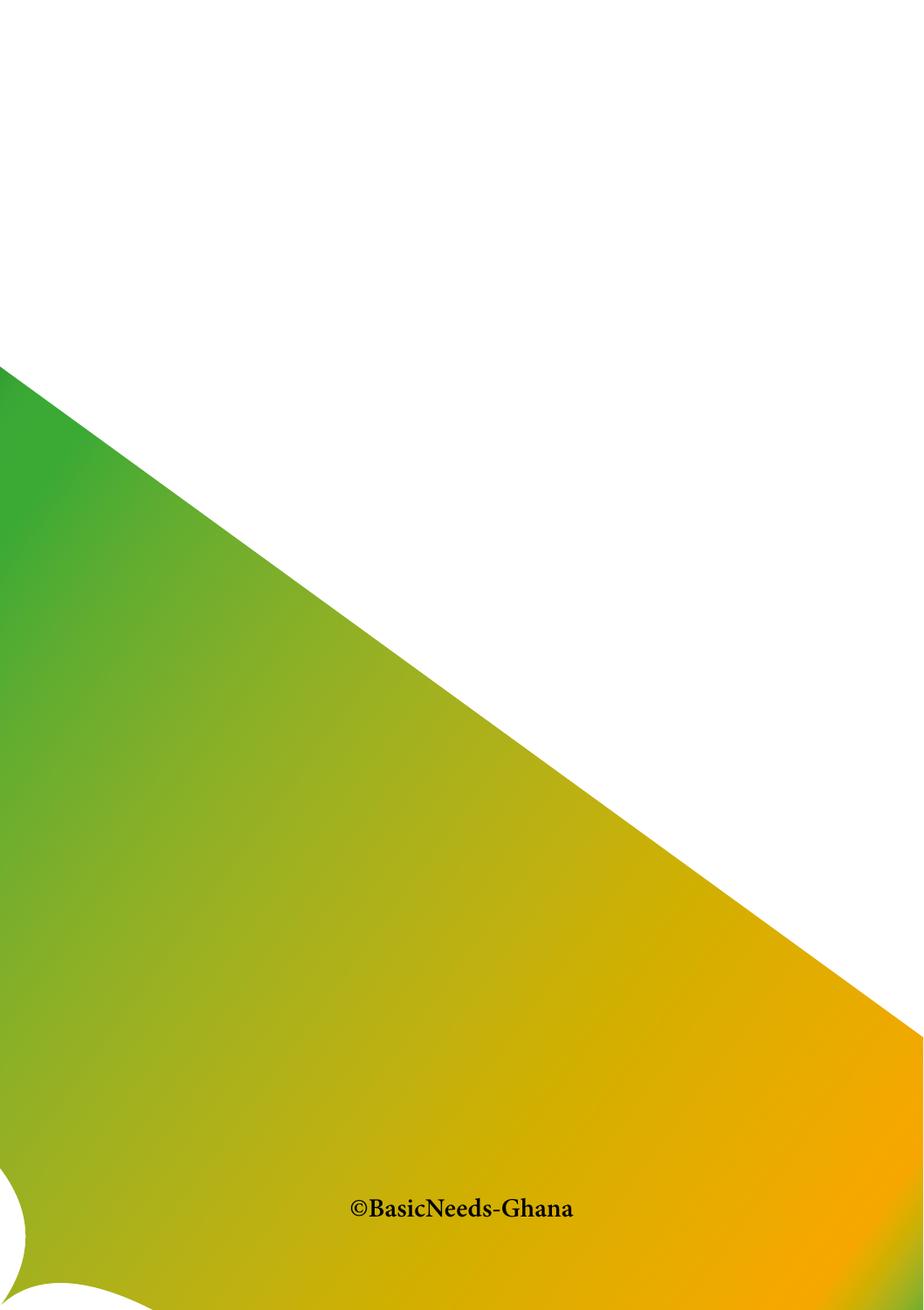**©BasicNeeds-Ghana**